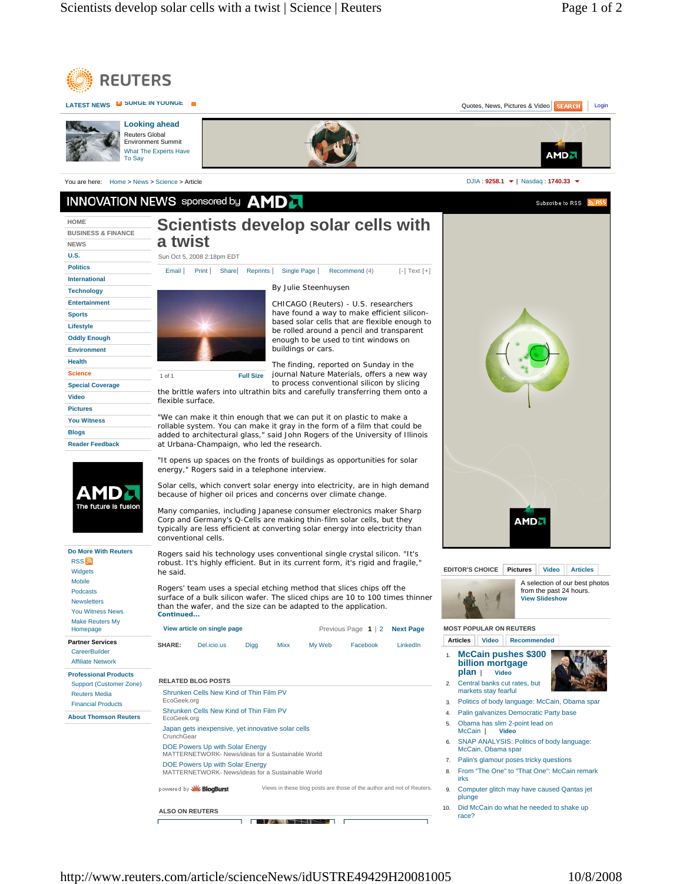# Scientists develop solar cells with a twist

Sun Oct 5, 2008 2:18pm EDT

By Julie Steenhuysen

CHICAGO (Reuters) - U.S. researchers have found a way to make efficient silicon-based solar cells that are flexible enough to be rolled around a pencil and transparent enough to be used to tint windows on buildings or cars.

The finding, reported on Sunday in the journal Nature Materials, offers a new way to process conventional silicon by slicing the brittle wafers into ultrathin bits and carefully transferring them onto a flexible surface.

"We can make it thin enough that we can put it on plastic to make a rollable system. You can make it gray in the form of a film that could be added to architectural glass," said John Rogers of the University of Illinois at Urbana-Champaign, who led the research.

"It opens up spaces on the fronts of buildings as opportunities for solar energy," Rogers said in a telephone interview.

Solar cells, which convert solar energy into electricity, are in high demand because of higher oil prices and concerns over climate change.

Many companies, including Japanese consumer electronics maker Sharp Corp and Germany's Q-Cells are making thin-film solar cells, but they typically are less efficient at converting solar energy into electricity than conventional cells.

Rogers said his technology uses conventional single crystal silicon. "It's robust. It's highly efficient. But in its current form, it's rigid and fragile," he said.

Rogers' team uses a special etching method that slices chips off the surface of a bulk silicon wafer. The sliced chips are 10 to 100 times thinner than the wafer, and the size can be adapted to the application.

**Continued...**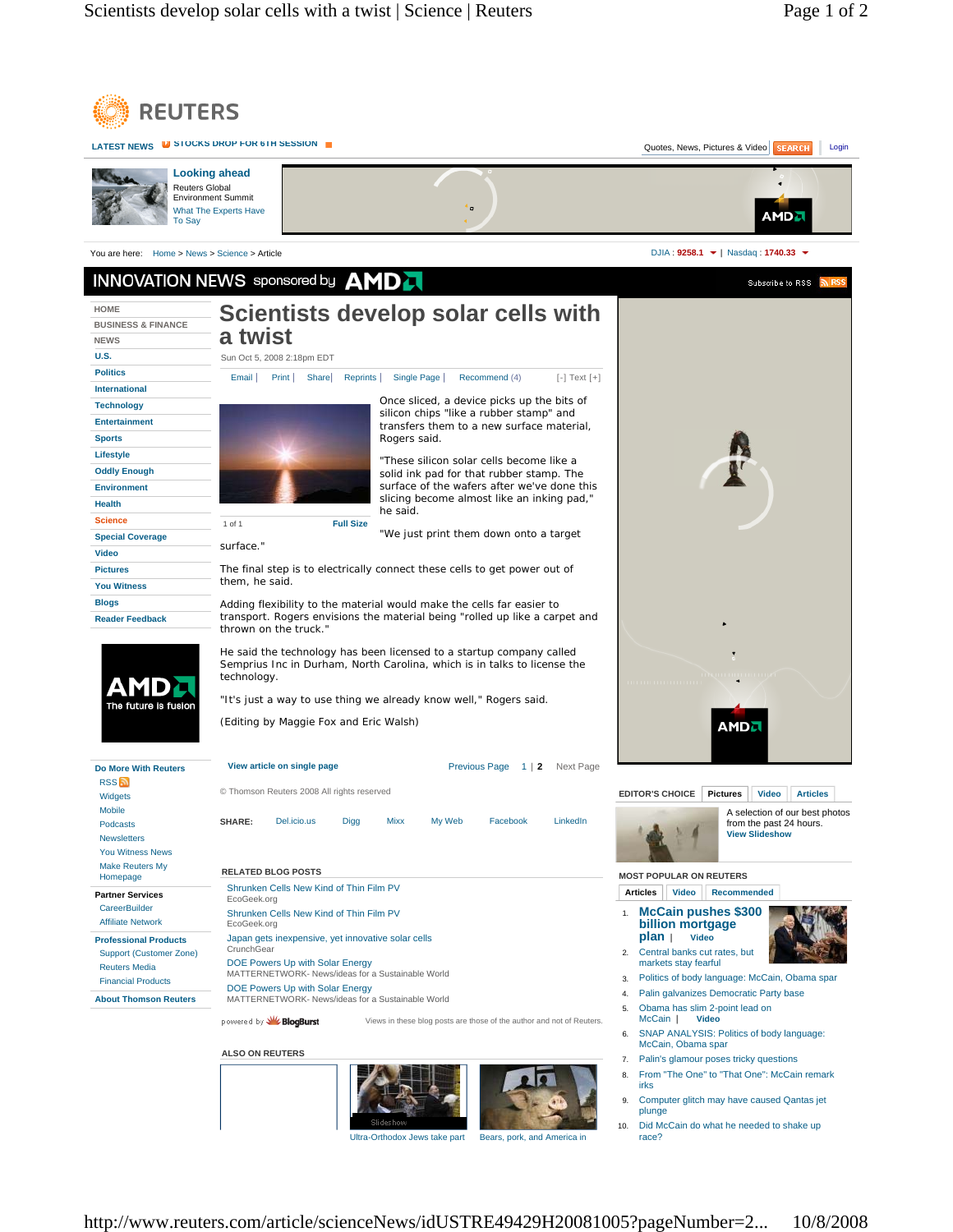# Scientists develop solar cells with a twist

Sun Oct 5, 2008 2:18pm EDT

Email | Print | Share | Reprints | Single Page | Recommend (4) [-] Text [+]

1 of 1 Full Size

Once sliced, a device picks up the bits of silicon chips "like a rubber stamp" and transfers them to a new surface material, Rogers said.

"These silicon solar cells become like a solid ink pad for that rubber stamp. The surface of the wafers after we've done this slicing become almost like an inking pad," he said.

"We just print them down onto a target surface."

The final step is to electrically connect these cells to get power out of them, he said.

Adding flexibility to the material would make the cells far easier to transport. Rogers envisions the material being "rolled up like a carpet and thrown on the truck."

He said the technology has been licensed to a startup company called Semprius Inc in Durham, North Carolina, which is in talks to license the technology.

"It's just a way to use thing we already know well," Rogers said.

(Editing by Maggie Fox and Eric Walsh)

View article on single page

Previous Page 1 | 2 Next Page

© Thomson Reuters 2008 All rights reserved

SHARE: Del.icio.us Digg Mixx My Web Facebook LinkedIn

## RELATED BLOG POSTS

- Shrunken Cells New Kind of Thin Film PV — EcoGeek.org
- Shrunken Cells New Kind of Thin Film PV — EcoGeek.org
- Japan gets inexpensive, yet innovative solar cells — CrunchGear
- DOE Powers Up with Solar Energy — MATTERNETWORK- News/ideas for a Sustainable World
- DOE Powers Up with Solar Energy — MATTERNETWORK- News/ideas for a Sustainable World

powered by BlogBurst — Views in these blog posts are those of the author and not of Reuters.

## ALSO ON REUTERS

- Ultra-Orthodox Jews take part
- Bears, pork, and America in

## EDITOR'S CHOICE

Pictures | Video | Articles

A selection of our best photos from the past 24 hours. View Slideshow

## MOST POPULAR ON REUTERS

Articles | Video | Recommended

1. McCain pushes $300 billion mortgage plan | Video
2. Central banks cut rates, but markets stay fearful
3. Politics of body language: McCain, Obama spar
4. Palin galvanizes Democratic Party base
5. Obama has slim 2-point lead on McCain | Video
6. SNAP ANALYSIS: Politics of body language: McCain, Obama spar
7. Palin's glamour poses tricky questions
8. From "The One" to "That One": McCain remark irks
9. Computer glitch may have caused Qantas jet plunge
10. Did McCain do what he needed to shake up race?